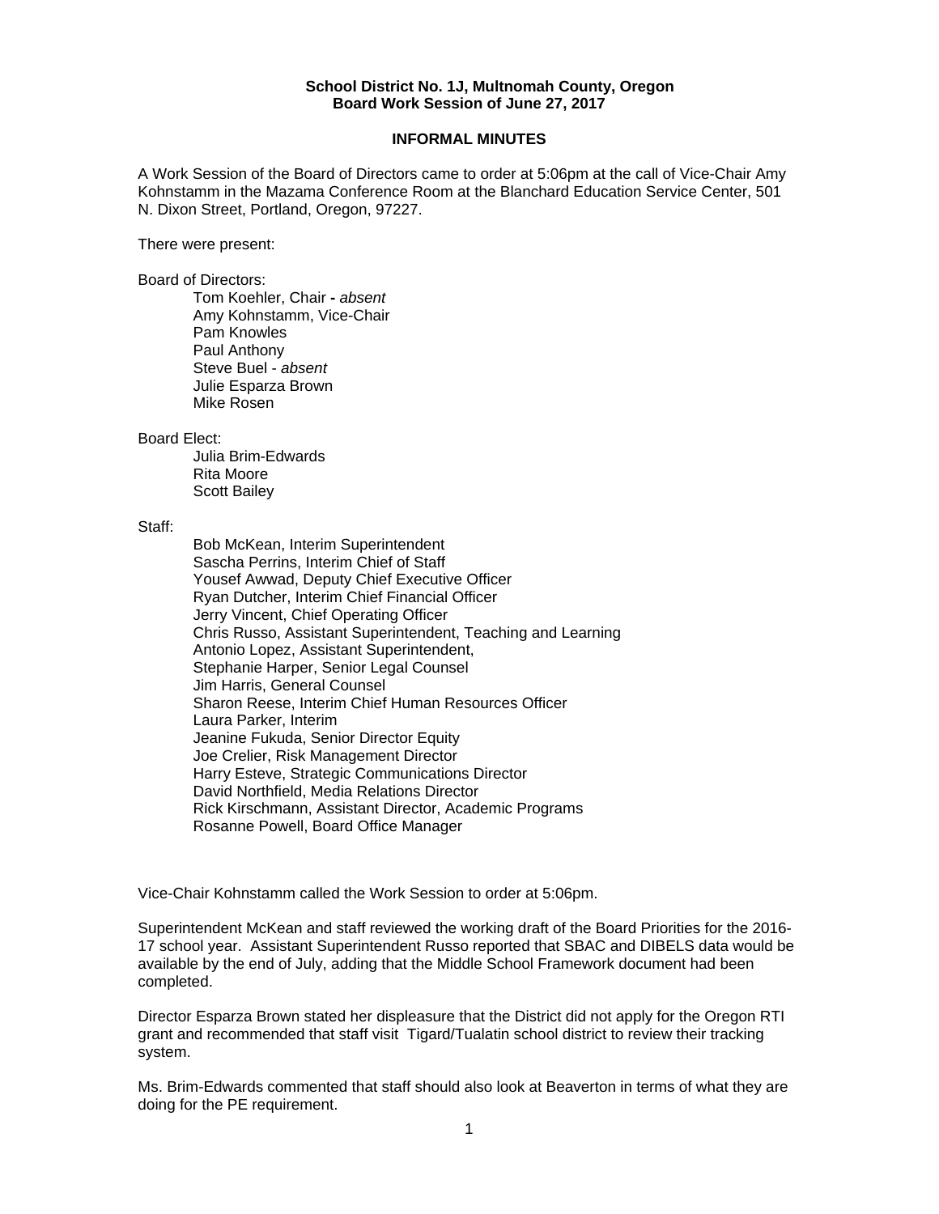**School District No. 1J, Multnomah County, Oregon**
**Board Work Session of June 27, 2017**

**INFORMAL MINUTES**

A Work Session of the Board of Directors came to order at 5:06pm at the call of Vice-Chair Amy Kohnstamm in the Mazama Conference Room at the Blanchard Education Service Center, 501 N. Dixon Street, Portland, Oregon, 97227.

There were present:

Board of Directors:

Tom Koehler, Chair **-** *absent*
Amy Kohnstamm, Vice-Chair
Pam Knowles
Paul Anthony
Steve Buel - *absent*
Julie Esparza Brown
Mike Rosen

Board Elect:

Julia Brim-Edwards
Rita Moore
Scott Bailey

Staff:

Bob McKean, Interim Superintendent
Sascha Perrins, Interim Chief of Staff
Yousef Awwad, Deputy Chief Executive Officer
Ryan Dutcher, Interim Chief Financial Officer
Jerry Vincent, Chief Operating Officer
Chris Russo, Assistant Superintendent, Teaching and Learning
Antonio Lopez, Assistant Superintendent,
Stephanie Harper, Senior Legal Counsel
Jim Harris, General Counsel
Sharon Reese, Interim Chief Human Resources Officer
Laura Parker, Interim
Jeanine Fukuda, Senior Director Equity
Joe Crelier, Risk Management Director
Harry Esteve, Strategic Communications Director
David Northfield, Media Relations Director
Rick Kirschmann, Assistant Director, Academic Programs
Rosanne Powell, Board Office Manager

Vice-Chair Kohnstamm called the Work Session to order at 5:06pm.

Superintendent McKean and staff reviewed the working draft of the Board Priorities for the 2016-17 school year. Assistant Superintendent Russo reported that SBAC and DIBELS data would be available by the end of July, adding that the Middle School Framework document had been completed.

Director Esparza Brown stated her displeasure that the District did not apply for the Oregon RTI grant and recommended that staff visit Tigard/Tualatin school district to review their tracking system.

Ms. Brim-Edwards commented that staff should also look at Beaverton in terms of what they are doing for the PE requirement.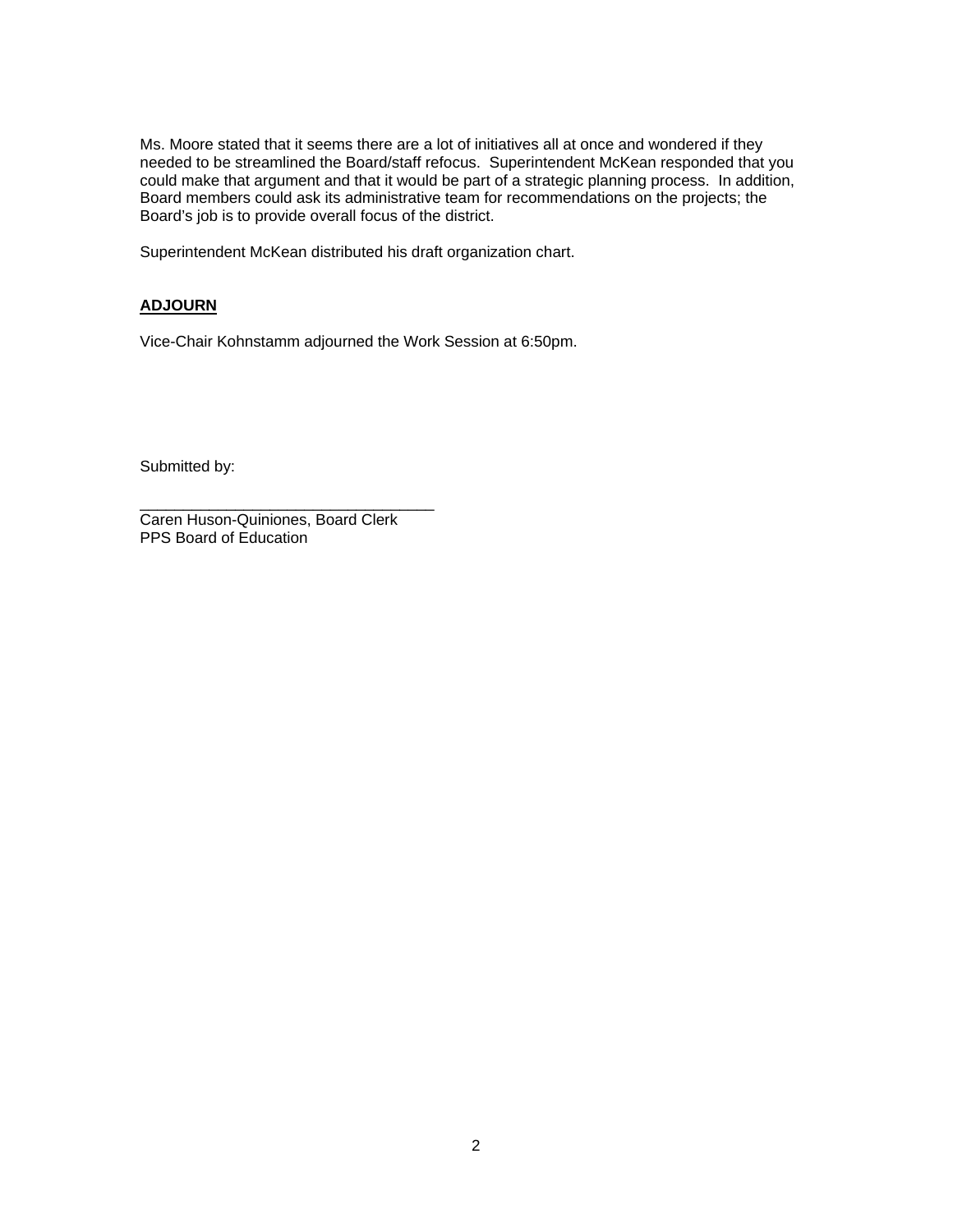Ms. Moore stated that it seems there are a lot of initiatives all at once and wondered if they needed to be streamlined the Board/staff refocus. Superintendent McKean responded that you could make that argument and that it would be part of a strategic planning process. In addition, Board members could ask its administrative team for recommendations on the projects; the Board's job is to provide overall focus of the district.

Superintendent McKean distributed his draft organization chart.

**ADJOURN**

Vice-Chair Kohnstamm adjourned the Work Session at 6:50pm.

Submitted by:

___________________________________
Caren Huson-Quiniones, Board Clerk
PPS Board of Education